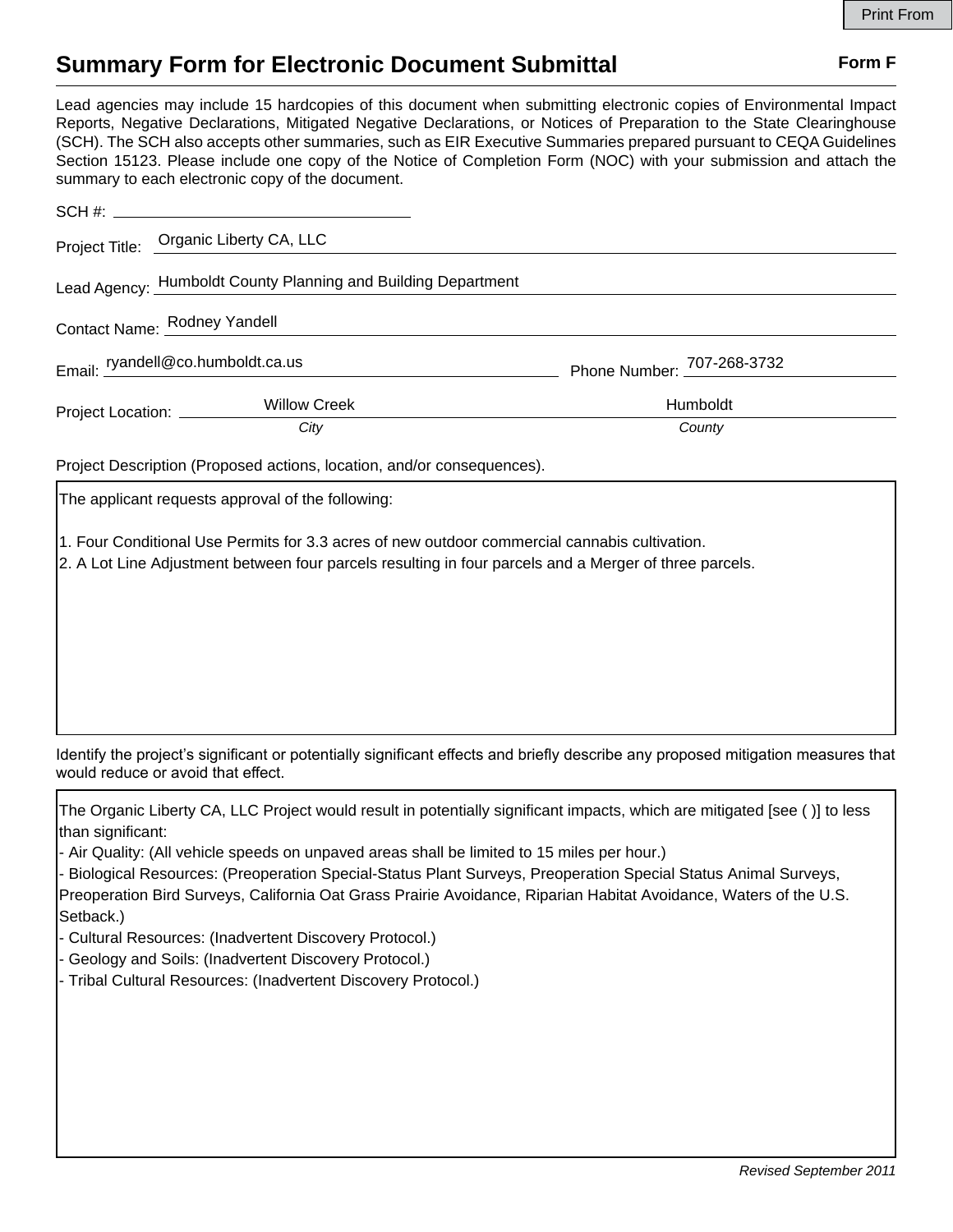# Summary Form for Electronic Document Submittal

**Form F**

Lead agencies may include 15 hardcopies of this document when submitting electronic copies of Environmental Impact Reports, Negative Declarations, Mitigated Negative Declarations, or Notices of Preparation to the State Clearinghouse (SCH). The SCH also accepts other summaries, such as EIR Executive Summaries prepared pursuant to CEQA Guidelines Section 15123. Please include one copy of the Notice of Completion Form (NOC) with your submission and attach the summary to each electronic copy of the document.

SCH #: 

Project Title: Organic Liberty CA, LLC

Lead Agency: Humboldt County Planning and Building Department

Contact Name: Rodney Yandell

Email: ryandell@co.humboldt.ca.us    Phone Number: 707-268-3732

Project Location: Willow Creek (*City*)    Humboldt (*County*)

Project Description (Proposed actions, location, and/or consequences).

The applicant requests approval of the following:

1. Four Conditional Use Permits for 3.3 acres of new outdoor commercial cannabis cultivation.
2. A Lot Line Adjustment between four parcels resulting in four parcels and a Merger of three parcels.

Identify the project's significant or potentially significant effects and briefly describe any proposed mitigation measures that would reduce or avoid that effect.

The Organic Liberty CA, LLC Project would result in potentially significant impacts, which are mitigated [see ( )] to less than significant:
- Air Quality: (All vehicle speeds on unpaved areas shall be limited to 15 miles per hour.)
- Biological Resources: (Preoperation Special-Status Plant Surveys, Preoperation Special Status Animal Surveys, Preoperation Bird Surveys, California Oat Grass Prairie Avoidance, Riparian Habitat Avoidance, Waters of the U.S. Setback.)
- Cultural Resources: (Inadvertent Discovery Protocol.)
- Geology and Soils: (Inadvertent Discovery Protocol.)
- Tribal Cultural Resources: (Inadvertent Discovery Protocol.)

*Revised September 2011*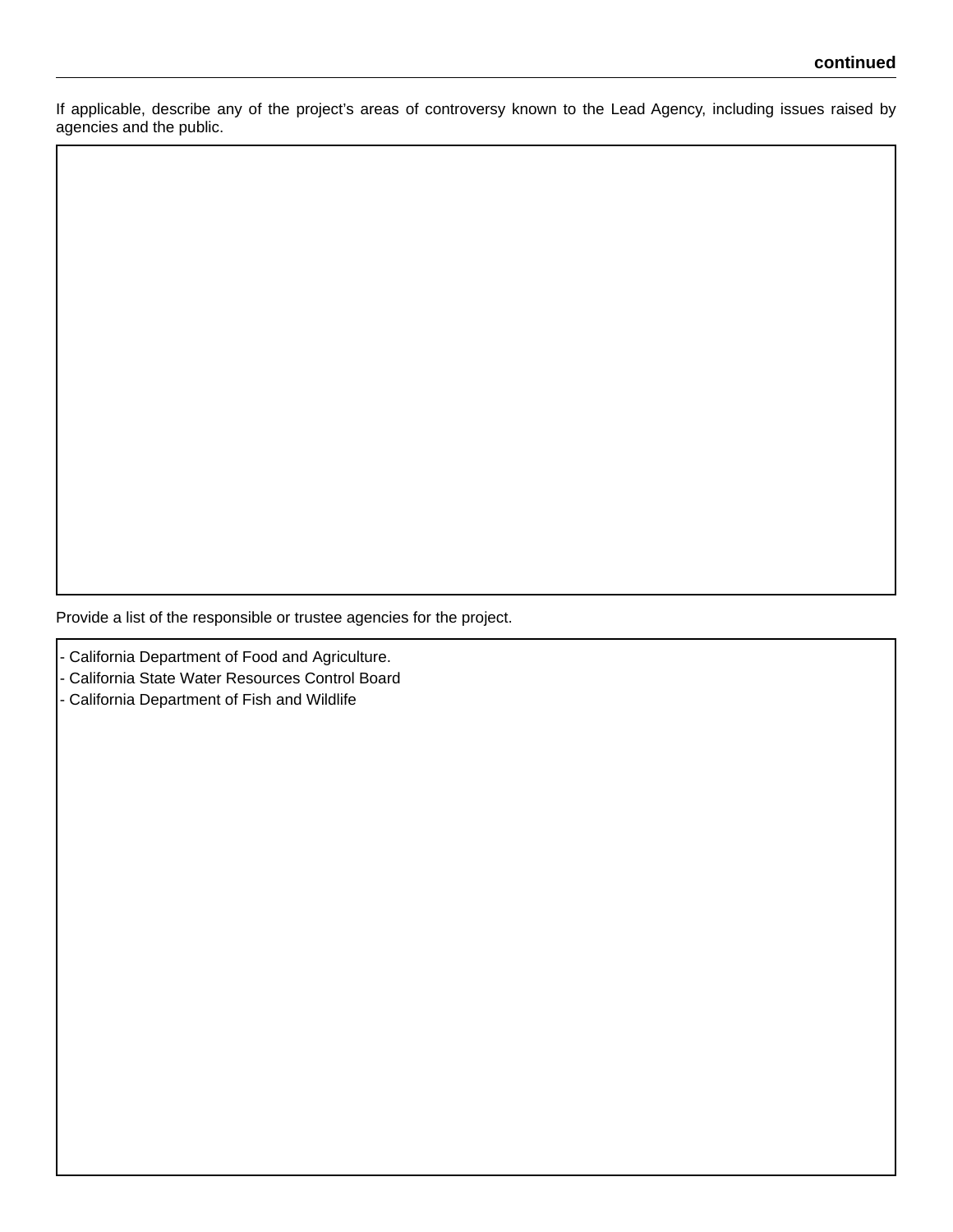If applicable, describe any of the project's areas of controversy known to the Lead Agency, including issues raised by agencies and the public.

Provide a list of the responsible or trustee agencies for the project.

- California Department of Food and Agriculture.
- California State Water Resources Control Board
- California Department of Fish and Wildlife